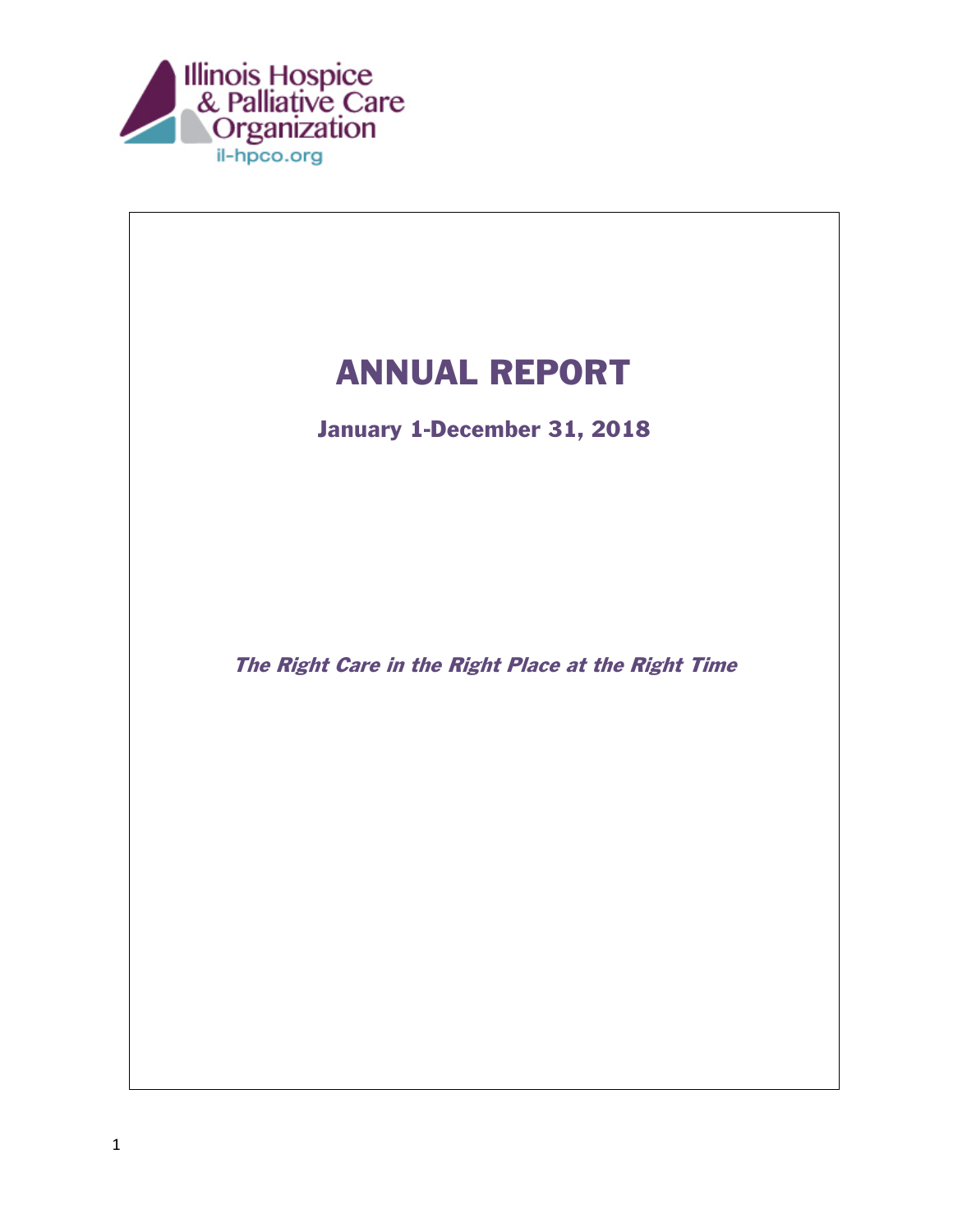Illinois Hospice & Palliative Care Organization

il-hpco.org

# ANNUAL REPORT

## January 1-December 31, 2018

***The Right Care in the Right Place at the Right Time***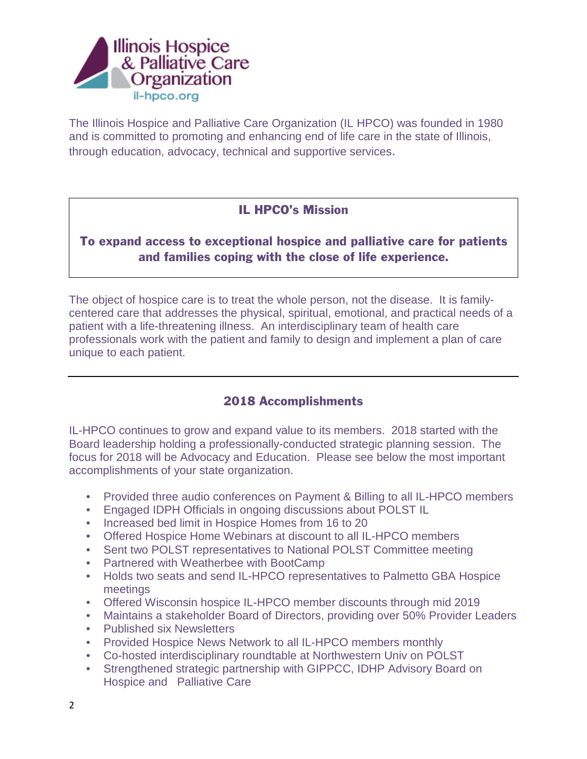Illinois Hospice & Palliative Care Organization
il-hpco.org

The Illinois Hospice and Palliative Care Organization (IL HPCO) was founded in 1980 and is committed to promoting and enhancing end of life care in the state of Illinois, through education, advocacy, technical and supportive services.

## IL HPCO's Mission

**To expand access to exceptional hospice and palliative care for patients and families coping with the close of life experience.**

The object of hospice care is to treat the whole person, not the disease. It is family-centered care that addresses the physical, spiritual, emotional, and practical needs of a patient with a life-threatening illness. An interdisciplinary team of health care professionals work with the patient and family to design and implement a plan of care unique to each patient.

---

## 2018 Accomplishments

IL-HPCO continues to grow and expand value to its members. 2018 started with the Board leadership holding a professionally-conducted strategic planning session. The focus for 2018 will be Advocacy and Education. Please see below the most important accomplishments of your state organization.

- Provided three audio conferences on Payment & Billing to all IL-HPCO members
- Engaged IDPH Officials in ongoing discussions about POLST IL
- Increased bed limit in Hospice Homes from 16 to 20
- Offered Hospice Home Webinars at discount to all IL-HPCO members
- Sent two POLST representatives to National POLST Committee meeting
- Partnered with Weatherbee with BootCamp
- Holds two seats and send IL-HPCO representatives to Palmetto GBA Hospice meetings
- Offered Wisconsin hospice IL-HPCO member discounts through mid 2019
- Maintains a stakeholder Board of Directors, providing over 50% Provider Leaders
- Published six Newsletters
- Provided Hospice News Network to all IL-HPCO members monthly
- Co-hosted interdisciplinary roundtable at Northwestern Univ on POLST
- Strengthened strategic partnership with GIPPCC, IDHP Advisory Board on Hospice and Palliative Care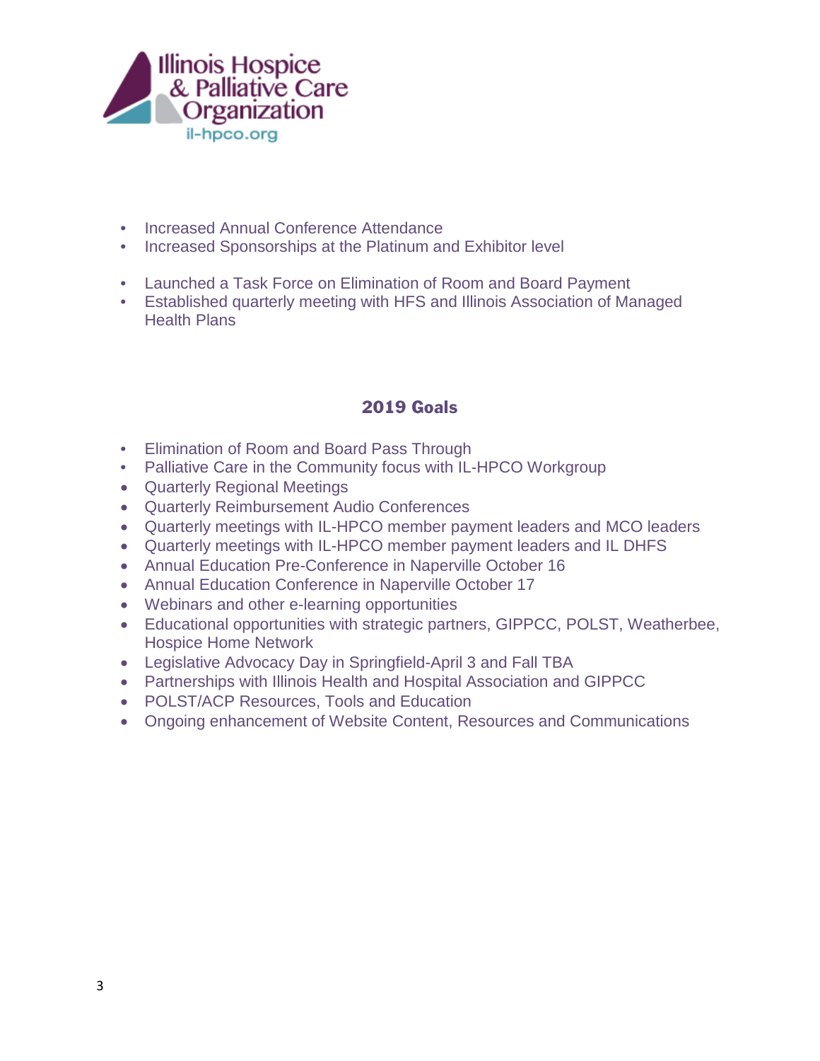- Increased Annual Conference Attendance
- Increased Sponsorships at the Platinum and Exhibitor level

- Launched a Task Force on Elimination of Room and Board Payment
- Established quarterly meeting with HFS and Illinois Association of Managed Health Plans

## 2019 Goals

- Elimination of Room and Board Pass Through
- Palliative Care in the Community focus with IL-HPCO Workgroup
- Quarterly Regional Meetings
- Quarterly Reimbursement Audio Conferences
- Quarterly meetings with IL-HPCO member payment leaders and MCO leaders
- Quarterly meetings with IL-HPCO member payment leaders and IL DHFS
- Annual Education Pre-Conference in Naperville October 16
- Annual Education Conference in Naperville October 17
- Webinars and other e-learning opportunities
- Educational opportunities with strategic partners, GIPPCC, POLST, Weatherbee, Hospice Home Network
- Legislative Advocacy Day in Springfield-April 3 and Fall TBA
- Partnerships with Illinois Health and Hospital Association and GIPPCC
- POLST/ACP Resources, Tools and Education
- Ongoing enhancement of Website Content, Resources and Communications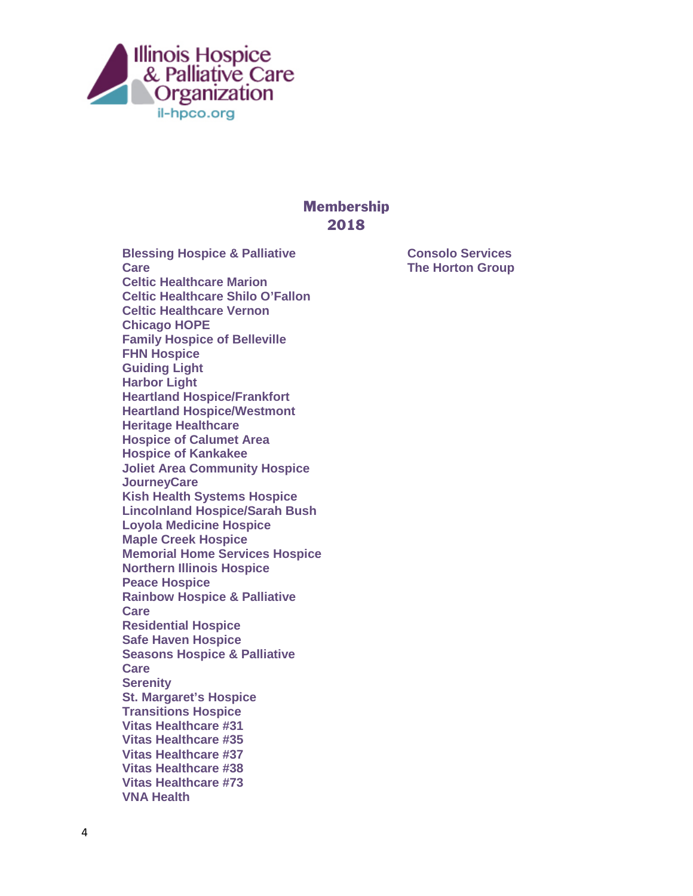Illinois Hospice & Palliative Care Organization

il-hpco.org

## Membership 2018

**Blessing Hospice & Palliative Care**
**Celtic Healthcare Marion**
**Celtic Healthcare Shilo O'Fallon**
**Celtic Healthcare Vernon**
**Chicago HOPE**
**Family Hospice of Belleville**
**FHN Hospice**
**Guiding Light**
**Harbor Light**
**Heartland Hospice/Frankfort**
**Heartland Hospice/Westmont**
**Heritage Healthcare**
**Hospice of Calumet Area**
**Hospice of Kankakee**
**Joliet Area Community Hospice**
**JourneyCare**
**Kish Health Systems Hospice**
**Lincolnland Hospice/Sarah Bush**
**Loyola Medicine Hospice**
**Maple Creek Hospice**
**Memorial Home Services Hospice**
**Northern Illinois Hospice**
**Peace Hospice**
**Rainbow Hospice & Palliative Care**
**Residential Hospice**
**Safe Haven Hospice**
**Seasons Hospice & Palliative Care**
**Serenity**
**St. Margaret's Hospice**
**Transitions Hospice**
**Vitas Healthcare #31**
**Vitas Healthcare #35**
**Vitas Healthcare #37**
**Vitas Healthcare #38**
**Vitas Healthcare #73**
**VNA Health**

**Consolo Services**
**The Horton Group**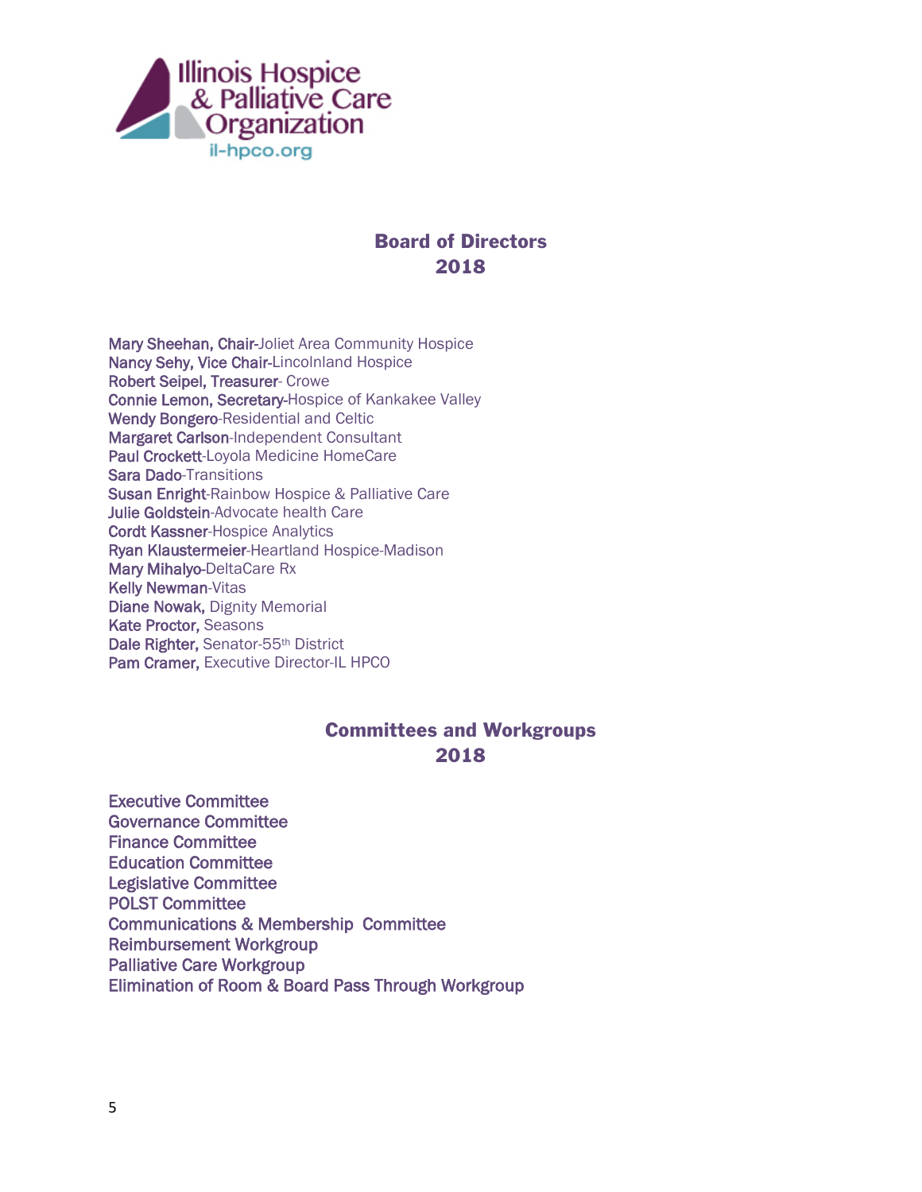Illinois Hospice & Palliative Care Organization

il-hpco.org

## Board of Directors 2018

**Mary Sheehan, Chair**-Joliet Area Community Hospice  
**Nancy Sehy, Vice Chair**-Lincolnland Hospice  
**Robert Seipel, Treasurer**- Crowe  
**Connie Lemon, Secretary**-Hospice of Kankakee Valley  
**Wendy Bongero**-Residential and Celtic  
**Margaret Carlson**-Independent Consultant  
**Paul Crockett**-Loyola Medicine HomeCare  
**Sara Dado**-Transitions  
**Susan Enright**-Rainbow Hospice & Palliative Care  
**Julie Goldstein**-Advocate health Care  
**Cordt Kassner**-Hospice Analytics  
**Ryan Klaustermeier**-Heartland Hospice-Madison  
**Mary Mihalyo**-DeltaCare Rx  
**Kelly Newman**-Vitas  
**Diane Nowak,** Dignity Memorial  
**Kate Proctor,** Seasons  
**Dale Righter,** Senator-55th District  
**Pam Cramer,** Executive Director-IL HPCO

## Committees and Workgroups 2018

Executive Committee  
Governance Committee  
Finance Committee  
Education Committee  
Legislative Committee  
POLST Committee  
Communications & Membership Committee  
Reimbursement Workgroup  
Palliative Care Workgroup  
Elimination of Room & Board Pass Through Workgroup